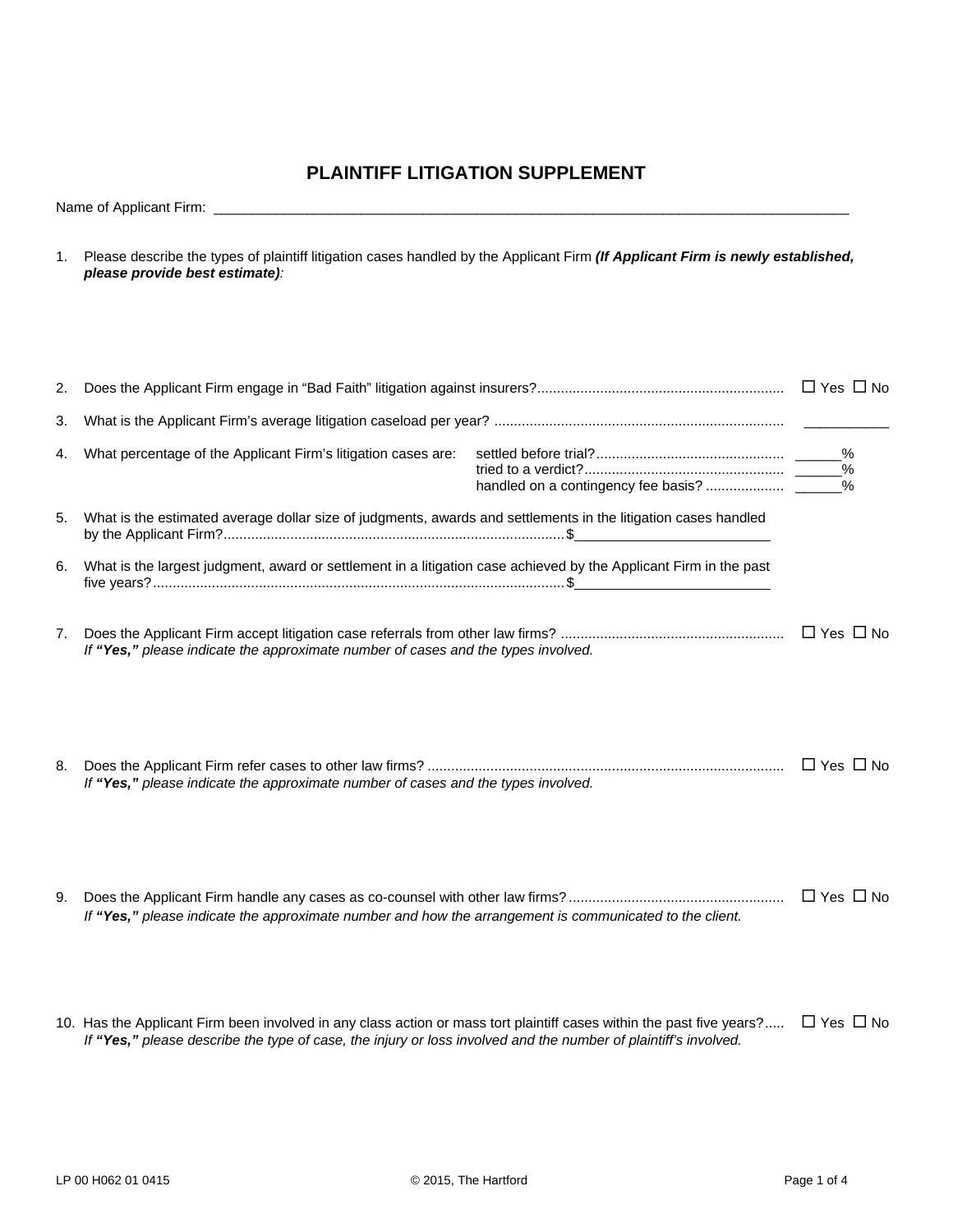# PLAINTIFF LITIGATION SUPPLEMENT

Name of Applicant Firm: ___________________________________________________________________________________

1. Please describe the types of plaintiff litigation cases handled by the Applicant Firm ***(If Applicant Firm is newly established, please provide best estimate)****:*

2. Does the Applicant Firm engage in "Bad Faith" litigation against insurers?.............................................................. ☐ Yes ☐ No

3. What is the Applicant Firm's average litigation caseload per year? ......................................................................... ___________

4. What percentage of the Applicant Firm's litigation cases are:
   - settled before trial?................................................ ______%
   - tried to a verdict?.................................................. ______%
   - handled on a contingency fee basis? .................... ______%

5. What is the estimated average dollar size of judgments, awards and settlements in the litigation cases handled by the Applicant Firm?......................................................................................$_________________________

6. What is the largest judgment, award or settlement in a litigation case achieved by the Applicant Firm in the past five years?........................................................................................................$_________________________

7. Does the Applicant Firm accept litigation case referrals from other law firms? ........................................................ ☐ Yes ☐ No
   *If* ***"Yes,"*** *please indicate the approximate number of cases and the types involved.*

8. Does the Applicant Firm refer cases to other law firms? .......................................................................................... ☐ Yes ☐ No
   *If* ***"Yes,"*** *please indicate the approximate number of cases and the types involved.*

9. Does the Applicant Firm handle any cases as co-counsel with other law firms?...................................................... ☐ Yes ☐ No
   *If* ***"Yes,"*** *please indicate the approximate number and how the arrangement is communicated to the client.*

10. Has the Applicant Firm been involved in any class action or mass tort plaintiff cases within the past five years?..... ☐ Yes ☐ No
    *If* ***"Yes,"*** *please describe the type of case, the injury or loss involved and the number of plaintiff's involved.*

LP 00 H062 01 0415 © 2015, The Hartford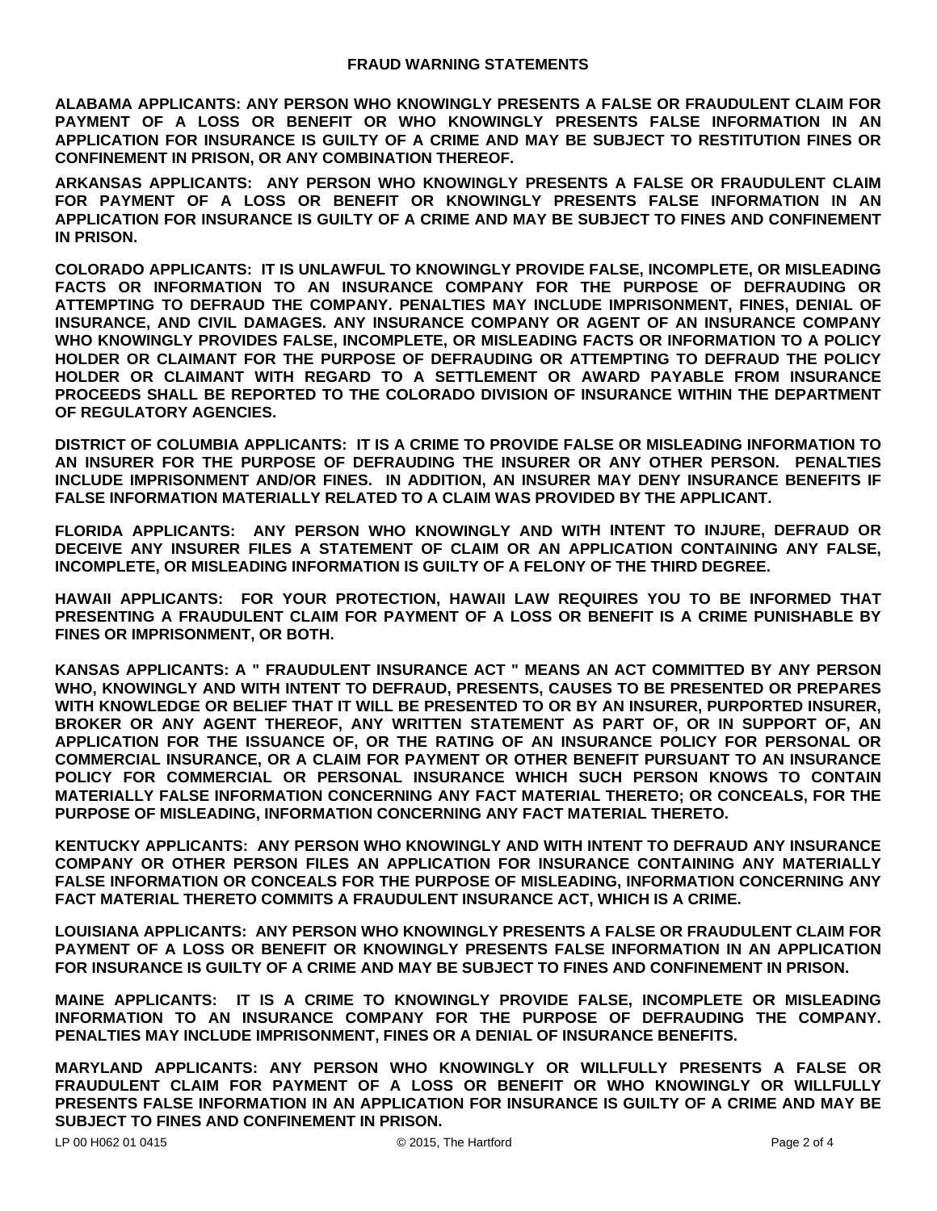## FRAUD WARNING STATEMENTS

**ALABAMA APPLICANTS: ANY PERSON WHO KNOWINGLY PRESENTS A FALSE OR FRAUDULENT CLAIM FOR PAYMENT OF A LOSS OR BENEFIT OR WHO KNOWINGLY PRESENTS FALSE INFORMATION IN AN APPLICATION FOR INSURANCE IS GUILTY OF A CRIME AND MAY BE SUBJECT TO RESTITUTION FINES OR CONFINEMENT IN PRISON, OR ANY COMBINATION THEREOF.**

**ARKANSAS APPLICANTS: ANY PERSON WHO KNOWINGLY PRESENTS A FALSE OR FRAUDULENT CLAIM FOR PAYMENT OF A LOSS OR BENEFIT OR KNOWINGLY PRESENTS FALSE INFORMATION IN AN APPLICATION FOR INSURANCE IS GUILTY OF A CRIME AND MAY BE SUBJECT TO FINES AND CONFINEMENT IN PRISON.**

**COLORADO APPLICANTS: IT IS UNLAWFUL TO KNOWINGLY PROVIDE FALSE, INCOMPLETE, OR MISLEADING FACTS OR INFORMATION TO AN INSURANCE COMPANY FOR THE PURPOSE OF DEFRAUDING OR ATTEMPTING TO DEFRAUD THE COMPANY. PENALTIES MAY INCLUDE IMPRISONMENT, FINES, DENIAL OF INSURANCE, AND CIVIL DAMAGES. ANY INSURANCE COMPANY OR AGENT OF AN INSURANCE COMPANY WHO KNOWINGLY PROVIDES FALSE, INCOMPLETE, OR MISLEADING FACTS OR INFORMATION TO A POLICY HOLDER OR CLAIMANT FOR THE PURPOSE OF DEFRAUDING OR ATTEMPTING TO DEFRAUD THE POLICY HOLDER OR CLAIMANT WITH REGARD TO A SETTLEMENT OR AWARD PAYABLE FROM INSURANCE PROCEEDS SHALL BE REPORTED TO THE COLORADO DIVISION OF INSURANCE WITHIN THE DEPARTMENT OF REGULATORY AGENCIES.**

**DISTRICT OF COLUMBIA APPLICANTS: IT IS A CRIME TO PROVIDE FALSE OR MISLEADING INFORMATION TO AN INSURER FOR THE PURPOSE OF DEFRAUDING THE INSURER OR ANY OTHER PERSON. PENALTIES INCLUDE IMPRISONMENT AND/OR FINES. IN ADDITION, AN INSURER MAY DENY INSURANCE BENEFITS IF FALSE INFORMATION MATERIALLY RELATED TO A CLAIM WAS PROVIDED BY THE APPLICANT.**

**FLORIDA APPLICANTS: ANY PERSON WHO KNOWINGLY AND WITH INTENT TO INJURE, DEFRAUD OR DECEIVE ANY INSURER FILES A STATEMENT OF CLAIM OR AN APPLICATION CONTAINING ANY FALSE, INCOMPLETE, OR MISLEADING INFORMATION IS GUILTY OF A FELONY OF THE THIRD DEGREE.**

**HAWAII APPLICANTS: FOR YOUR PROTECTION, HAWAII LAW REQUIRES YOU TO BE INFORMED THAT PRESENTING A FRAUDULENT CLAIM FOR PAYMENT OF A LOSS OR BENEFIT IS A CRIME PUNISHABLE BY FINES OR IMPRISONMENT, OR BOTH.**

**KANSAS APPLICANTS: A " FRAUDULENT INSURANCE ACT " MEANS AN ACT COMMITTED BY ANY PERSON WHO, KNOWINGLY AND WITH INTENT TO DEFRAUD, PRESENTS, CAUSES TO BE PRESENTED OR PREPARES WITH KNOWLEDGE OR BELIEF THAT IT WILL BE PRESENTED TO OR BY AN INSURER, PURPORTED INSURER, BROKER OR ANY AGENT THEREOF, ANY WRITTEN STATEMENT AS PART OF, OR IN SUPPORT OF, AN APPLICATION FOR THE ISSUANCE OF, OR THE RATING OF AN INSURANCE POLICY FOR PERSONAL OR COMMERCIAL INSURANCE, OR A CLAIM FOR PAYMENT OR OTHER BENEFIT PURSUANT TO AN INSURANCE POLICY FOR COMMERCIAL OR PERSONAL INSURANCE WHICH SUCH PERSON KNOWS TO CONTAIN MATERIALLY FALSE INFORMATION CONCERNING ANY FACT MATERIAL THERETO; OR CONCEALS, FOR THE PURPOSE OF MISLEADING, INFORMATION CONCERNING ANY FACT MATERIAL THERETO.**

**KENTUCKY APPLICANTS: ANY PERSON WHO KNOWINGLY AND WITH INTENT TO DEFRAUD ANY INSURANCE COMPANY OR OTHER PERSON FILES AN APPLICATION FOR INSURANCE CONTAINING ANY MATERIALLY FALSE INFORMATION OR CONCEALS FOR THE PURPOSE OF MISLEADING, INFORMATION CONCERNING ANY FACT MATERIAL THERETO COMMITS A FRAUDULENT INSURANCE ACT, WHICH IS A CRIME.**

**LOUISIANA APPLICANTS: ANY PERSON WHO KNOWINGLY PRESENTS A FALSE OR FRAUDULENT CLAIM FOR PAYMENT OF A LOSS OR BENEFIT OR KNOWINGLY PRESENTS FALSE INFORMATION IN AN APPLICATION FOR INSURANCE IS GUILTY OF A CRIME AND MAY BE SUBJECT TO FINES AND CONFINEMENT IN PRISON.**

**MAINE APPLICANTS: IT IS A CRIME TO KNOWINGLY PROVIDE FALSE, INCOMPLETE OR MISLEADING INFORMATION TO AN INSURANCE COMPANY FOR THE PURPOSE OF DEFRAUDING THE COMPANY. PENALTIES MAY INCLUDE IMPRISONMENT, FINES OR A DENIAL OF INSURANCE BENEFITS.**

**MARYLAND APPLICANTS: ANY PERSON WHO KNOWINGLY OR WILLFULLY PRESENTS A FALSE OR FRAUDULENT CLAIM FOR PAYMENT OF A LOSS OR BENEFIT OR WHO KNOWINGLY OR WILLFULLY PRESENTS FALSE INFORMATION IN AN APPLICATION FOR INSURANCE IS GUILTY OF A CRIME AND MAY BE SUBJECT TO FINES AND CONFINEMENT IN PRISON.**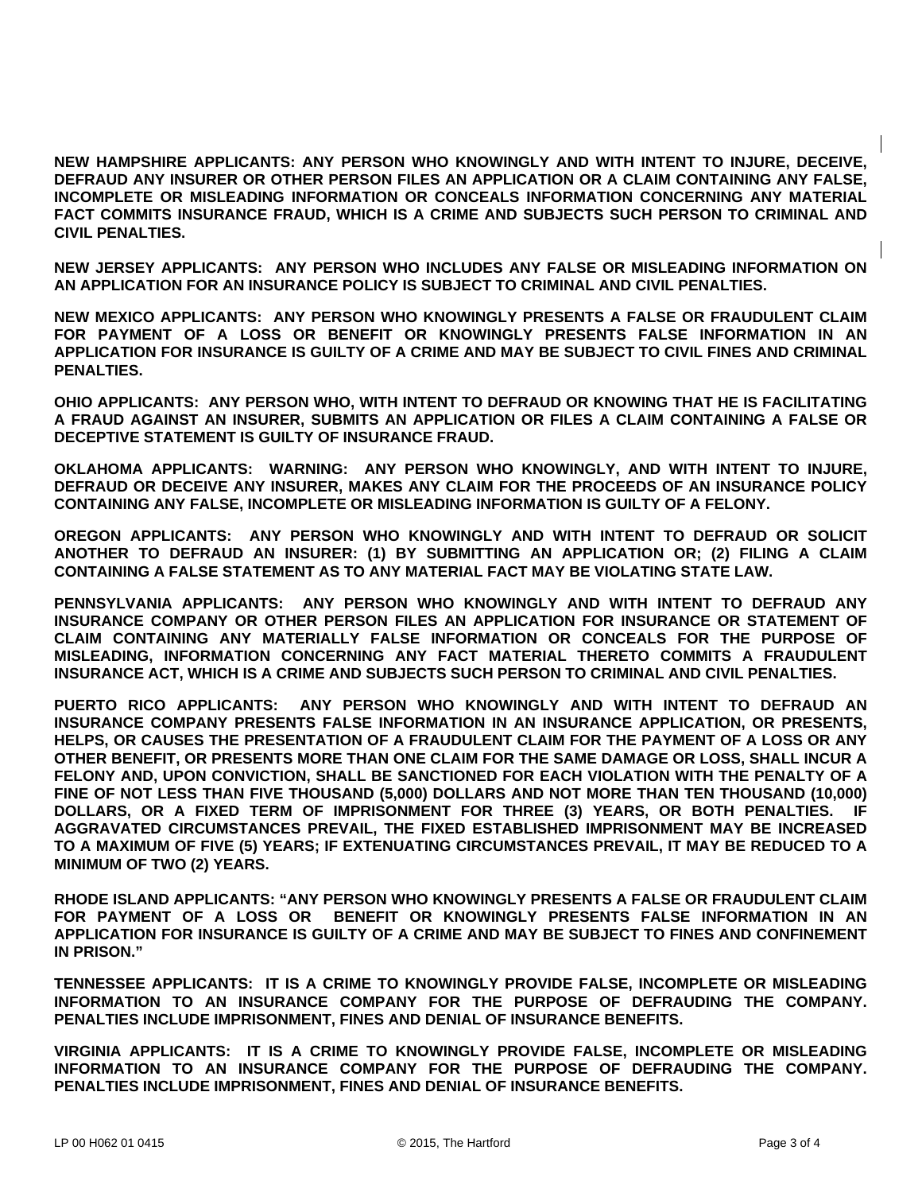**NEW HAMPSHIRE APPLICANTS: ANY PERSON WHO KNOWINGLY AND WITH INTENT TO INJURE, DECEIVE, DEFRAUD ANY INSURER OR OTHER PERSON FILES AN APPLICATION OR A CLAIM CONTAINING ANY FALSE, INCOMPLETE OR MISLEADING INFORMATION OR CONCEALS INFORMATION CONCERNING ANY MATERIAL FACT COMMITS INSURANCE FRAUD, WHICH IS A CRIME AND SUBJECTS SUCH PERSON TO CRIMINAL AND CIVIL PENALTIES.**

**NEW JERSEY APPLICANTS: ANY PERSON WHO INCLUDES ANY FALSE OR MISLEADING INFORMATION ON AN APPLICATION FOR AN INSURANCE POLICY IS SUBJECT TO CRIMINAL AND CIVIL PENALTIES.**

**NEW MEXICO APPLICANTS: ANY PERSON WHO KNOWINGLY PRESENTS A FALSE OR FRAUDULENT CLAIM FOR PAYMENT OF A LOSS OR BENEFIT OR KNOWINGLY PRESENTS FALSE INFORMATION IN AN APPLICATION FOR INSURANCE IS GUILTY OF A CRIME AND MAY BE SUBJECT TO CIVIL FINES AND CRIMINAL PENALTIES.**

**OHIO APPLICANTS: ANY PERSON WHO, WITH INTENT TO DEFRAUD OR KNOWING THAT HE IS FACILITATING A FRAUD AGAINST AN INSURER, SUBMITS AN APPLICATION OR FILES A CLAIM CONTAINING A FALSE OR DECEPTIVE STATEMENT IS GUILTY OF INSURANCE FRAUD.**

**OKLAHOMA APPLICANTS: WARNING: ANY PERSON WHO KNOWINGLY, AND WITH INTENT TO INJURE, DEFRAUD OR DECEIVE ANY INSURER, MAKES ANY CLAIM FOR THE PROCEEDS OF AN INSURANCE POLICY CONTAINING ANY FALSE, INCOMPLETE OR MISLEADING INFORMATION IS GUILTY OF A FELONY.**

**OREGON APPLICANTS: ANY PERSON WHO KNOWINGLY AND WITH INTENT TO DEFRAUD OR SOLICIT ANOTHER TO DEFRAUD AN INSURER: (1) BY SUBMITTING AN APPLICATION OR; (2) FILING A CLAIM CONTAINING A FALSE STATEMENT AS TO ANY MATERIAL FACT MAY BE VIOLATING STATE LAW.**

**PENNSYLVANIA APPLICANTS: ANY PERSON WHO KNOWINGLY AND WITH INTENT TO DEFRAUD ANY INSURANCE COMPANY OR OTHER PERSON FILES AN APPLICATION FOR INSURANCE OR STATEMENT OF CLAIM CONTAINING ANY MATERIALLY FALSE INFORMATION OR CONCEALS FOR THE PURPOSE OF MISLEADING, INFORMATION CONCERNING ANY FACT MATERIAL THERETO COMMITS A FRAUDULENT INSURANCE ACT, WHICH IS A CRIME AND SUBJECTS SUCH PERSON TO CRIMINAL AND CIVIL PENALTIES.**

**PUERTO RICO APPLICANTS: ANY PERSON WHO KNOWINGLY AND WITH INTENT TO DEFRAUD AN INSURANCE COMPANY PRESENTS FALSE INFORMATION IN AN INSURANCE APPLICATION, OR PRESENTS, HELPS, OR CAUSES THE PRESENTATION OF A FRAUDULENT CLAIM FOR THE PAYMENT OF A LOSS OR ANY OTHER BENEFIT, OR PRESENTS MORE THAN ONE CLAIM FOR THE SAME DAMAGE OR LOSS, SHALL INCUR A FELONY AND, UPON CONVICTION, SHALL BE SANCTIONED FOR EACH VIOLATION WITH THE PENALTY OF A FINE OF NOT LESS THAN FIVE THOUSAND (5,000) DOLLARS AND NOT MORE THAN TEN THOUSAND (10,000) DOLLARS, OR A FIXED TERM OF IMPRISONMENT FOR THREE (3) YEARS, OR BOTH PENALTIES. IF AGGRAVATED CIRCUMSTANCES PREVAIL, THE FIXED ESTABLISHED IMPRISONMENT MAY BE INCREASED TO A MAXIMUM OF FIVE (5) YEARS; IF EXTENUATING CIRCUMSTANCES PREVAIL, IT MAY BE REDUCED TO A MINIMUM OF TWO (2) YEARS.**

**RHODE ISLAND APPLICANTS: "ANY PERSON WHO KNOWINGLY PRESENTS A FALSE OR FRAUDULENT CLAIM FOR PAYMENT OF A LOSS OR BENEFIT OR KNOWINGLY PRESENTS FALSE INFORMATION IN AN APPLICATION FOR INSURANCE IS GUILTY OF A CRIME AND MAY BE SUBJECT TO FINES AND CONFINEMENT IN PRISON."**

**TENNESSEE APPLICANTS: IT IS A CRIME TO KNOWINGLY PROVIDE FALSE, INCOMPLETE OR MISLEADING INFORMATION TO AN INSURANCE COMPANY FOR THE PURPOSE OF DEFRAUDING THE COMPANY. PENALTIES INCLUDE IMPRISONMENT, FINES AND DENIAL OF INSURANCE BENEFITS.**

**VIRGINIA APPLICANTS: IT IS A CRIME TO KNOWINGLY PROVIDE FALSE, INCOMPLETE OR MISLEADING INFORMATION TO AN INSURANCE COMPANY FOR THE PURPOSE OF DEFRAUDING THE COMPANY. PENALTIES INCLUDE IMPRISONMENT, FINES AND DENIAL OF INSURANCE BENEFITS.**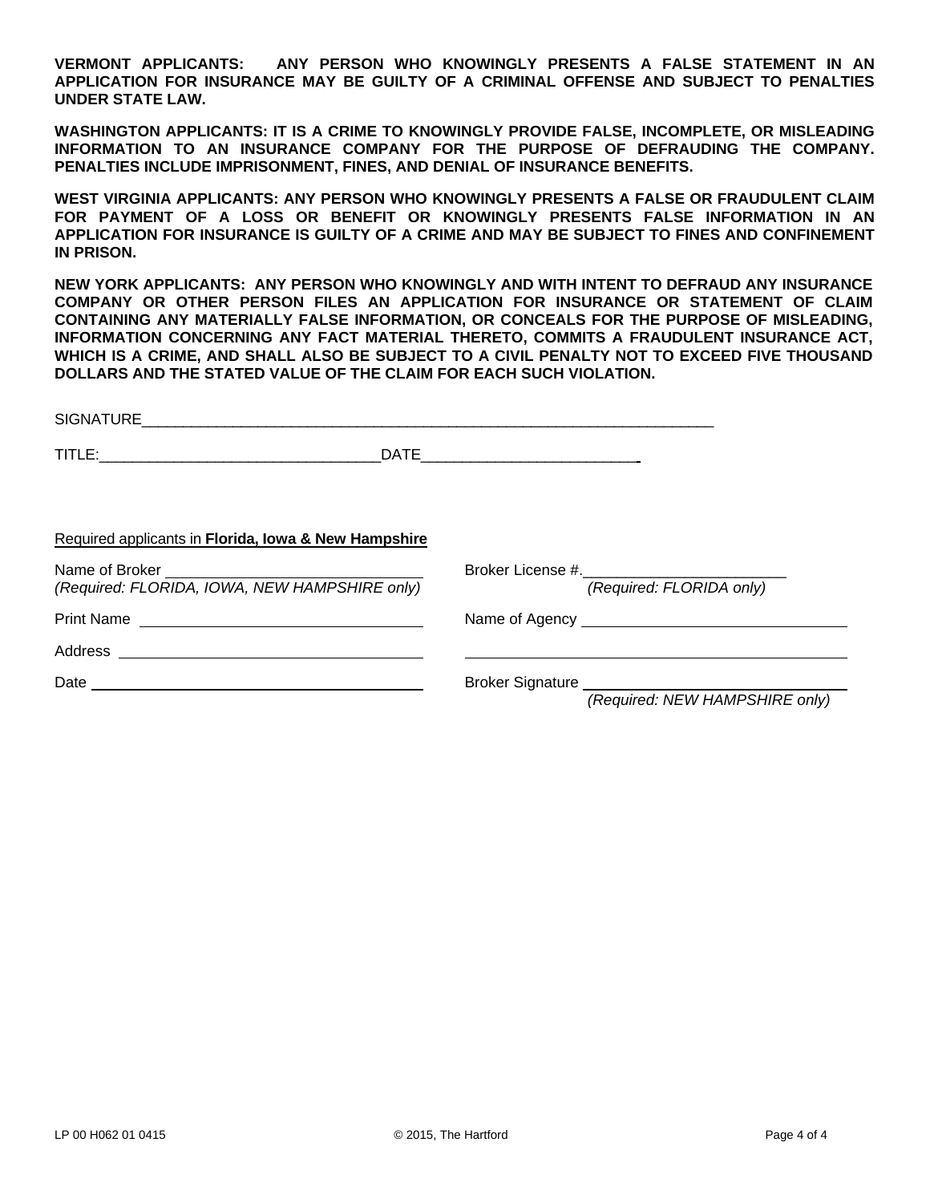**VERMONT APPLICANTS: ANY PERSON WHO KNOWINGLY PRESENTS A FALSE STATEMENT IN AN APPLICATION FOR INSURANCE MAY BE GUILTY OF A CRIMINAL OFFENSE AND SUBJECT TO PENALTIES UNDER STATE LAW.**

**WASHINGTON APPLICANTS: IT IS A CRIME TO KNOWINGLY PROVIDE FALSE, INCOMPLETE, OR MISLEADING INFORMATION TO AN INSURANCE COMPANY FOR THE PURPOSE OF DEFRAUDING THE COMPANY. PENALTIES INCLUDE IMPRISONMENT, FINES, AND DENIAL OF INSURANCE BENEFITS.**

**WEST VIRGINIA APPLICANTS: ANY PERSON WHO KNOWINGLY PRESENTS A FALSE OR FRAUDULENT CLAIM FOR PAYMENT OF A LOSS OR BENEFIT OR KNOWINGLY PRESENTS FALSE INFORMATION IN AN APPLICATION FOR INSURANCE IS GUILTY OF A CRIME AND MAY BE SUBJECT TO FINES AND CONFINEMENT IN PRISON.**

**NEW YORK APPLICANTS: ANY PERSON WHO KNOWINGLY AND WITH INTENT TO DEFRAUD ANY INSURANCE COMPANY OR OTHER PERSON FILES AN APPLICATION FOR INSURANCE OR STATEMENT OF CLAIM CONTAINING ANY MATERIALLY FALSE INFORMATION, OR CONCEALS FOR THE PURPOSE OF MISLEADING, INFORMATION CONCERNING ANY FACT MATERIAL THERETO, COMMITS A FRAUDULENT INSURANCE ACT, WHICH IS A CRIME, AND SHALL ALSO BE SUBJECT TO A CIVIL PENALTY NOT TO EXCEED FIVE THOUSAND DOLLARS AND THE STATED VALUE OF THE CLAIM FOR EACH SUCH VIOLATION.**

SIGNATURE________________________________________________________________________

TITLE:__________________________________DATE__________________________

Required applicants in **Florida, Iowa & New Hampshire**

Name of Broker ______________________________
*(Required: FLORIDA, IOWA, NEW HAMPSHIRE only)*

Broker License #.________________________
*(Required: FLORIDA only)*

Print Name ______________________________

Name of Agency ______________________________

Address ______________________________

______________________________

Date ______________________________

Broker Signature ______________________________
*(Required: NEW HAMPSHIRE only)*

LP 00 H062 01 0415 © 2015, The Hartford